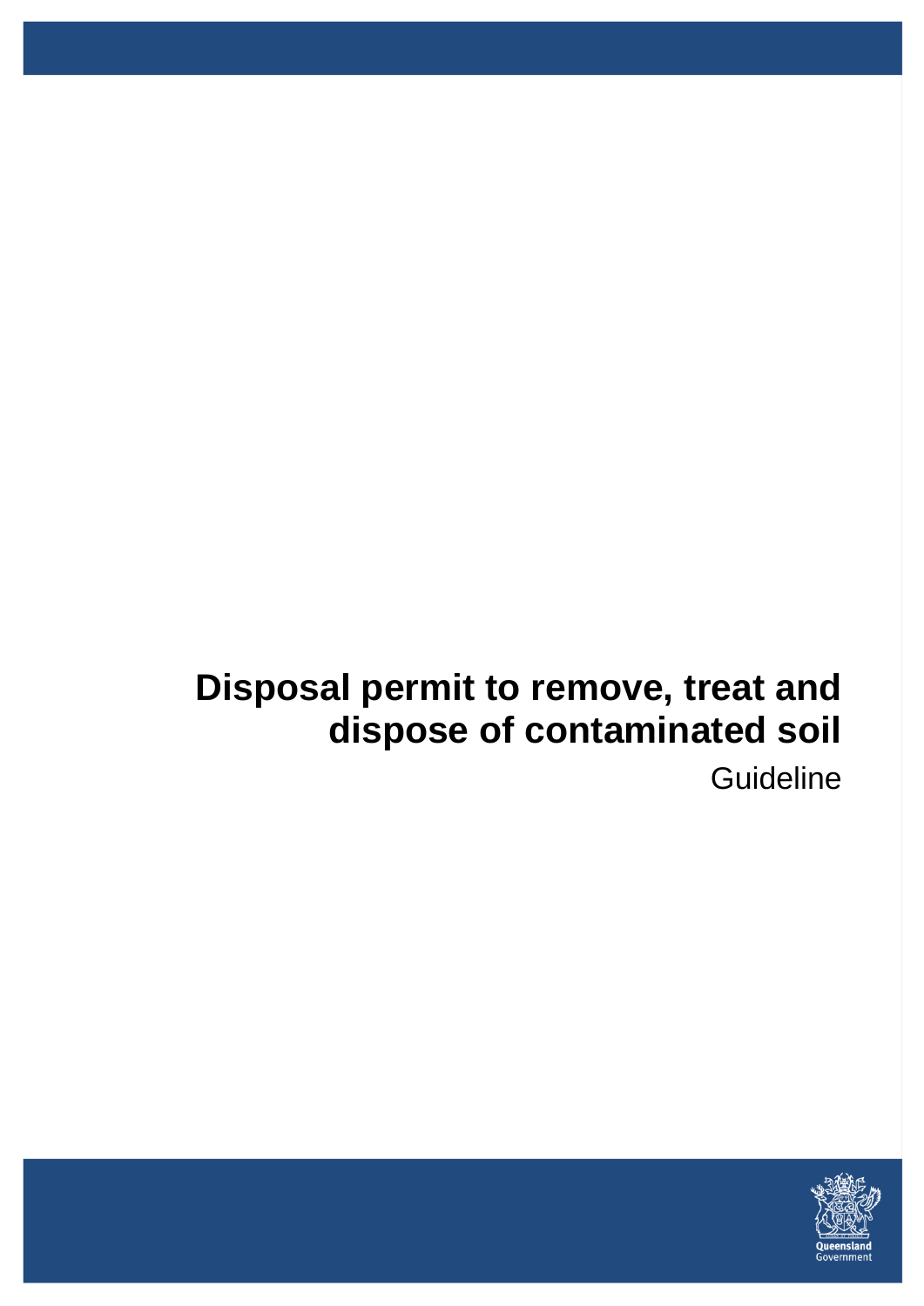# Disposal permit to remove, treat and dispose of contaminated soil

Guideline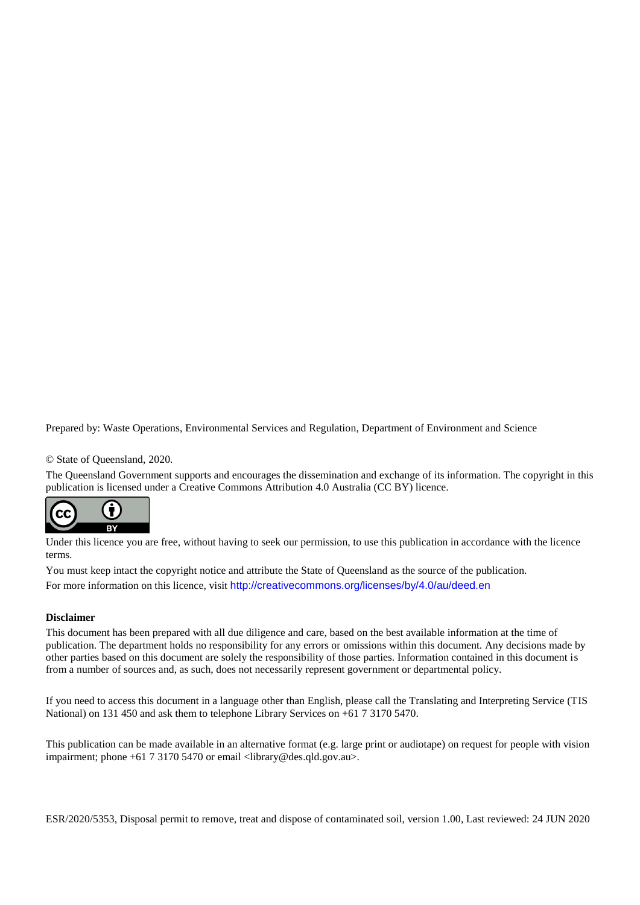Prepared by: Waste Operations, Environmental Services and Regulation, Department of Environment and Science

© State of Queensland, 2020.

The Queensland Government supports and encourages the dissemination and exchange of its information. The copyright in this publication is licensed under a Creative Commons Attribution 4.0 Australia (CC BY) licence.

Under this licence you are free, without having to seek our permission, to use this publication in accordance with the licence terms.

You must keep intact the copyright notice and attribute the State of Queensland as the source of the publication.

For more information on this licence, visit http://creativecommons.org/licenses/by/4.0/au/deed.en

**Disclaimer**

This document has been prepared with all due diligence and care, based on the best available information at the time of publication. The department holds no responsibility for any errors or omissions within this document. Any decisions made by other parties based on this document are solely the responsibility of those parties. Information contained in this document is from a number of sources and, as such, does not necessarily represent government or departmental policy.

If you need to access this document in a language other than English, please call the Translating and Interpreting Service (TIS National) on 131 450 and ask them to telephone Library Services on +61 7 3170 5470.

This publication can be made available in an alternative format (e.g. large print or audiotape) on request for people with vision impairment; phone +61 7 3170 5470 or email <library@des.qld.gov.au>.

ESR/2020/5353, Disposal permit to remove, treat and dispose of contaminated soil, version 1.00, Last reviewed: 24 JUN 2020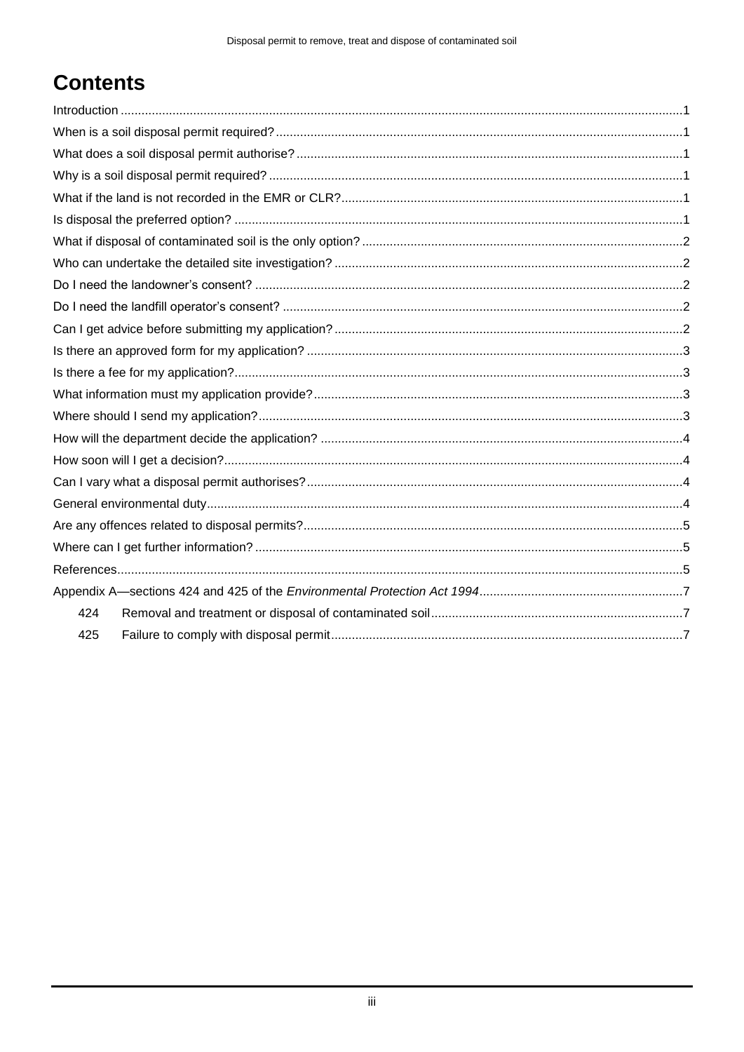# Contents

Introduction ....................................................................................................................................................1
When is a soil disposal permit required? ....................................................................................................1
What does a soil disposal permit authorise? ...............................................................................................1
Why is a soil disposal permit required? .......................................................................................................1
What if the land is not recorded in the EMR or CLR? ..................................................................................1
Is disposal the preferred option? ..................................................................................................................1
What if disposal of contaminated soil is the only option? ............................................................................2
Who can undertake the detailed site investigation? ....................................................................................2
Do I need the landowner's consent? ...........................................................................................................2
Do I need the landfill operator's consent? ...................................................................................................2
Can I get advice before submitting my application? ....................................................................................2
Is there an approved form for my application? ............................................................................................3
Is there a fee for my application? .................................................................................................................3
What information must my application provide? ..........................................................................................3
Where should I send my application? ..........................................................................................................3
How will the department decide the application? .........................................................................................4
How soon will I get a decision? ....................................................................................................................4
Can I vary what a disposal permit authorises? ............................................................................................4
General environmental duty .........................................................................................................................4
Are any offences related to disposal permits? .............................................................................................5
Where can I get further information? ...........................................................................................................5
References ...................................................................................................................................................5
Appendix A—sections 424 and 425 of the *Environmental Protection Act 1994* ..........................................7
 424 Removal and treatment or disposal of contaminated soil .........................................................................7
 425 Failure to comply with disposal permit .....................................................................................................7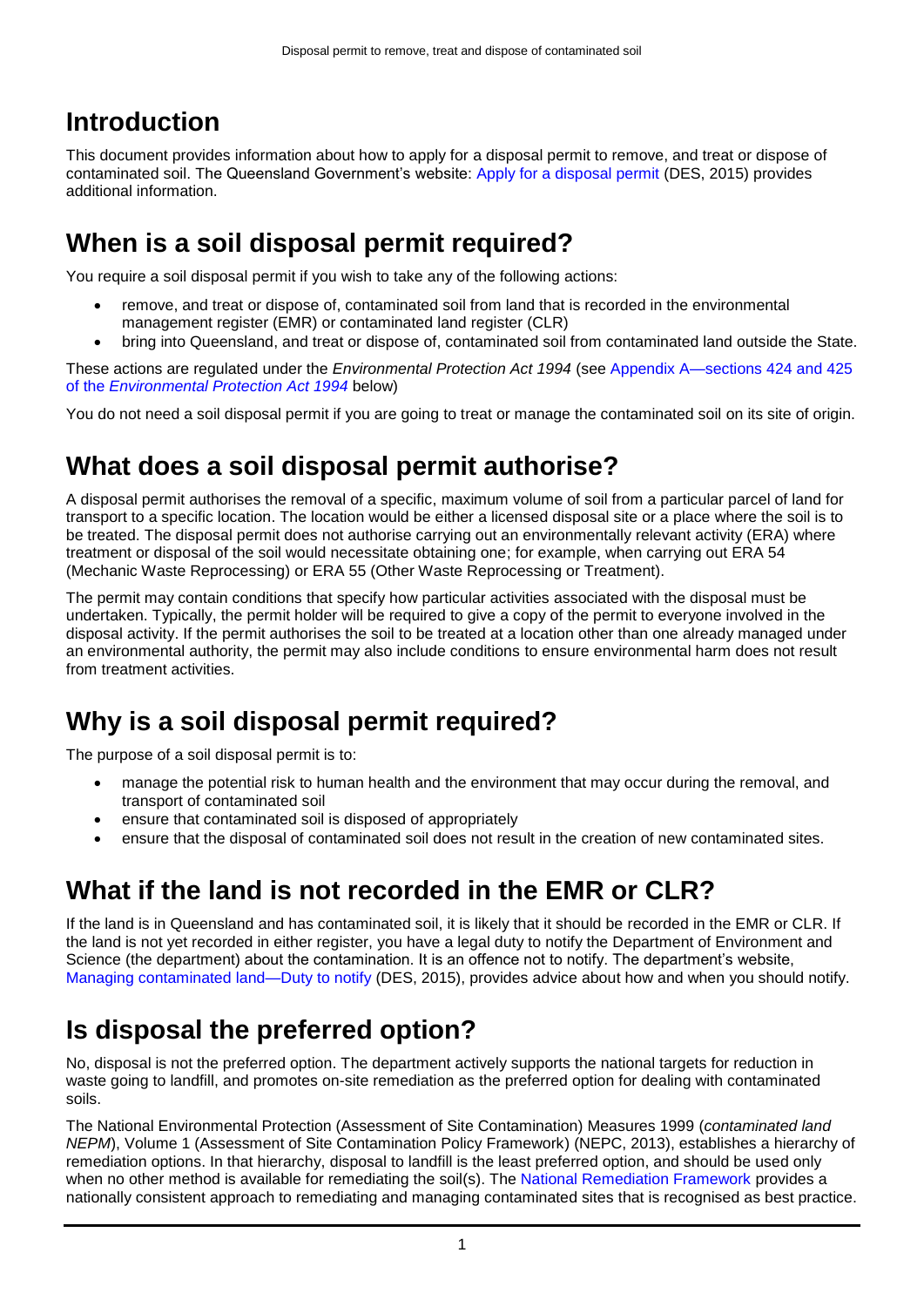## Introduction

This document provides information about how to apply for a disposal permit to remove, and treat or dispose of contaminated soil. The Queensland Government's website: Apply for a disposal permit (DES, 2015) provides additional information.

## When is a soil disposal permit required?

You require a soil disposal permit if you wish to take any of the following actions:

- remove, and treat or dispose of, contaminated soil from land that is recorded in the environmental management register (EMR) or contaminated land register (CLR)
- bring into Queensland, and treat or dispose of, contaminated soil from contaminated land outside the State.

These actions are regulated under the *Environmental Protection Act 1994* (see Appendix A—sections 424 and 425 of the *Environmental Protection Act 1994* below)

You do not need a soil disposal permit if you are going to treat or manage the contaminated soil on its site of origin.

## What does a soil disposal permit authorise?

A disposal permit authorises the removal of a specific, maximum volume of soil from a particular parcel of land for transport to a specific location. The location would be either a licensed disposal site or a place where the soil is to be treated. The disposal permit does not authorise carrying out an environmentally relevant activity (ERA) where treatment or disposal of the soil would necessitate obtaining one; for example, when carrying out ERA 54 (Mechanic Waste Reprocessing) or ERA 55 (Other Waste Reprocessing or Treatment).

The permit may contain conditions that specify how particular activities associated with the disposal must be undertaken. Typically, the permit holder will be required to give a copy of the permit to everyone involved in the disposal activity. If the permit authorises the soil to be treated at a location other than one already managed under an environmental authority, the permit may also include conditions to ensure environmental harm does not result from treatment activities.

## Why is a soil disposal permit required?

The purpose of a soil disposal permit is to:

- manage the potential risk to human health and the environment that may occur during the removal, and transport of contaminated soil
- ensure that contaminated soil is disposed of appropriately
- ensure that the disposal of contaminated soil does not result in the creation of new contaminated sites.

## What if the land is not recorded in the EMR or CLR?

If the land is in Queensland and has contaminated soil, it is likely that it should be recorded in the EMR or CLR. If the land is not yet recorded in either register, you have a legal duty to notify the Department of Environment and Science (the department) about the contamination. It is an offence not to notify. The department's website, Managing contaminated land—Duty to notify (DES, 2015), provides advice about how and when you should notify.

## Is disposal the preferred option?

No, disposal is not the preferred option. The department actively supports the national targets for reduction in waste going to landfill, and promotes on-site remediation as the preferred option for dealing with contaminated soils.

The National Environmental Protection (Assessment of Site Contamination) Measures 1999 (*contaminated land NEPM*), Volume 1 (Assessment of Site Contamination Policy Framework) (NEPC, 2013), establishes a hierarchy of remediation options. In that hierarchy, disposal to landfill is the least preferred option, and should be used only when no other method is available for remediating the soil(s). The National Remediation Framework provides a nationally consistent approach to remediating and managing contaminated sites that is recognised as best practice.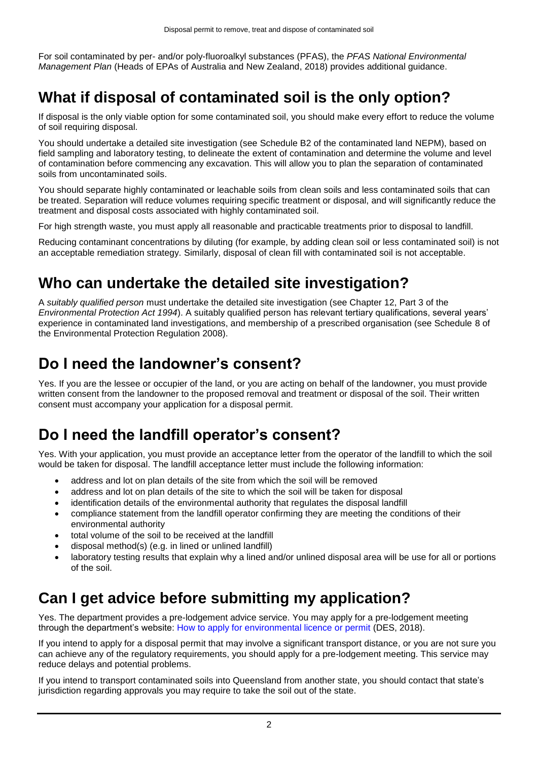For soil contaminated by per- and/or poly-fluoroalkyl substances (PFAS), the *PFAS National Environmental Management Plan* (Heads of EPAs of Australia and New Zealand, 2018) provides additional guidance.

## What if disposal of contaminated soil is the only option?

If disposal is the only viable option for some contaminated soil, you should make every effort to reduce the volume of soil requiring disposal.

You should undertake a detailed site investigation (see Schedule B2 of the contaminated land NEPM), based on field sampling and laboratory testing, to delineate the extent of contamination and determine the volume and level of contamination before commencing any excavation. This will allow you to plan the separation of contaminated soils from uncontaminated soils.

You should separate highly contaminated or leachable soils from clean soils and less contaminated soils that can be treated. Separation will reduce volumes requiring specific treatment or disposal, and will significantly reduce the treatment and disposal costs associated with highly contaminated soil.

For high strength waste, you must apply all reasonable and practicable treatments prior to disposal to landfill.

Reducing contaminant concentrations by diluting (for example, by adding clean soil or less contaminated soil) is not an acceptable remediation strategy. Similarly, disposal of clean fill with contaminated soil is not acceptable.

## Who can undertake the detailed site investigation?

A *suitably qualified person* must undertake the detailed site investigation (see Chapter 12, Part 3 of the *Environmental Protection Act 1994*). A suitably qualified person has relevant tertiary qualifications, several years' experience in contaminated land investigations, and membership of a prescribed organisation (see Schedule 8 of the Environmental Protection Regulation 2008).

## Do I need the landowner's consent?

Yes. If you are the lessee or occupier of the land, or you are acting on behalf of the landowner, you must provide written consent from the landowner to the proposed removal and treatment or disposal of the soil. Their written consent must accompany your application for a disposal permit.

## Do I need the landfill operator's consent?

Yes. With your application, you must provide an acceptance letter from the operator of the landfill to which the soil would be taken for disposal. The landfill acceptance letter must include the following information:

- address and lot on plan details of the site from which the soil will be removed
- address and lot on plan details of the site to which the soil will be taken for disposal
- identification details of the environmental authority that regulates the disposal landfill
- compliance statement from the landfill operator confirming they are meeting the conditions of their environmental authority
- total volume of the soil to be received at the landfill
- disposal method(s) (e.g. in lined or unlined landfill)
- laboratory testing results that explain why a lined and/or unlined disposal area will be use for all or portions of the soil.

## Can I get advice before submitting my application?

Yes. The department provides a pre-lodgement advice service. You may apply for a pre-lodgement meeting through the department's website: How to apply for environmental licence or permit (DES, 2018).

If you intend to apply for a disposal permit that may involve a significant transport distance, or you are not sure you can achieve any of the regulatory requirements, you should apply for a pre-lodgement meeting. This service may reduce delays and potential problems.

If you intend to transport contaminated soils into Queensland from another state, you should contact that state's jurisdiction regarding approvals you may require to take the soil out of the state.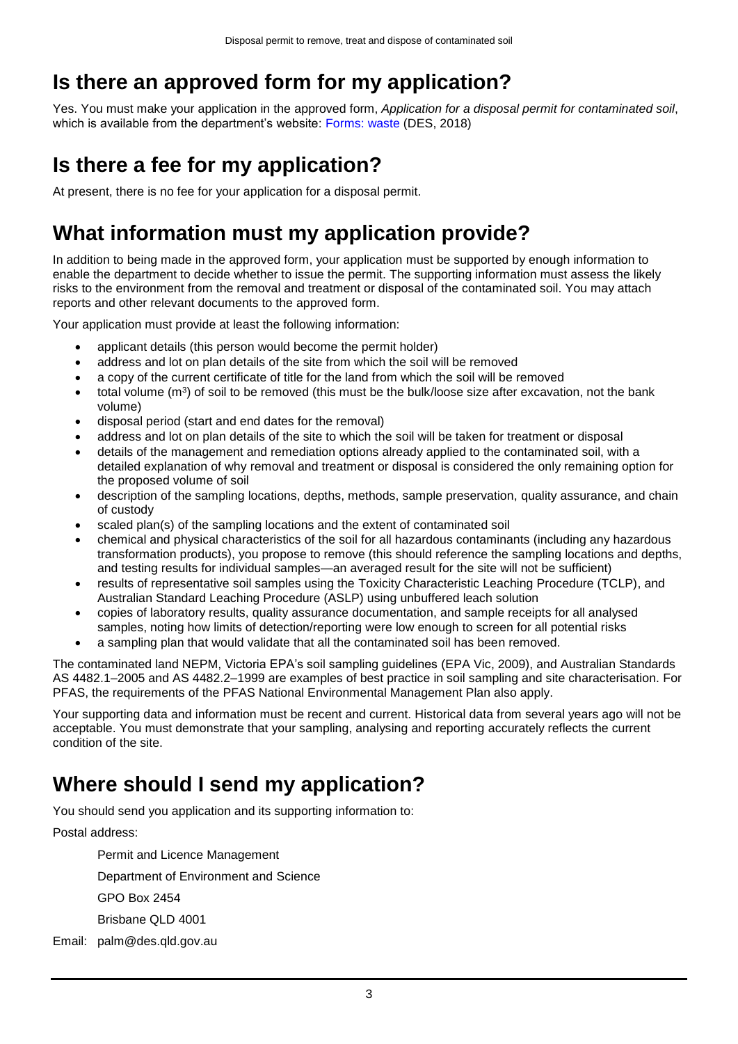## Is there an approved form for my application?

Yes. You must make your application in the approved form, *Application for a disposal permit for contaminated soil*, which is available from the department's website: Forms: waste (DES, 2018)

## Is there a fee for my application?

At present, there is no fee for your application for a disposal permit.

## What information must my application provide?

In addition to being made in the approved form, your application must be supported by enough information to enable the department to decide whether to issue the permit. The supporting information must assess the likely risks to the environment from the removal and treatment or disposal of the contaminated soil. You may attach reports and other relevant documents to the approved form.

Your application must provide at least the following information:

- applicant details (this person would become the permit holder)
- address and lot on plan details of the site from which the soil will be removed
- a copy of the current certificate of title for the land from which the soil will be removed
- total volume ($m^3$) of soil to be removed (this must be the bulk/loose size after excavation, not the bank volume)
- disposal period (start and end dates for the removal)
- address and lot on plan details of the site to which the soil will be taken for treatment or disposal
- details of the management and remediation options already applied to the contaminated soil, with a detailed explanation of why removal and treatment or disposal is considered the only remaining option for the proposed volume of soil
- description of the sampling locations, depths, methods, sample preservation, quality assurance, and chain of custody
- scaled plan(s) of the sampling locations and the extent of contaminated soil
- chemical and physical characteristics of the soil for all hazardous contaminants (including any hazardous transformation products), you propose to remove (this should reference the sampling locations and depths, and testing results for individual samples—an averaged result for the site will not be sufficient)
- results of representative soil samples using the Toxicity Characteristic Leaching Procedure (TCLP), and Australian Standard Leaching Procedure (ASLP) using unbuffered leach solution
- copies of laboratory results, quality assurance documentation, and sample receipts for all analysed samples, noting how limits of detection/reporting were low enough to screen for all potential risks
- a sampling plan that would validate that all the contaminated soil has been removed.

The contaminated land NEPM, Victoria EPA's soil sampling guidelines (EPA Vic, 2009), and Australian Standards AS 4482.1–2005 and AS 4482.2–1999 are examples of best practice in soil sampling and site characterisation. For PFAS, the requirements of the PFAS National Environmental Management Plan also apply.

Your supporting data and information must be recent and current. Historical data from several years ago will not be acceptable. You must demonstrate that your sampling, analysing and reporting accurately reflects the current condition of the site.

## Where should I send my application?

You should send you application and its supporting information to:

Postal address:

> Permit and Licence Management
>
> Department of Environment and Science
>
> GPO Box 2454
>
> Brisbane QLD 4001

Email: palm@des.qld.gov.au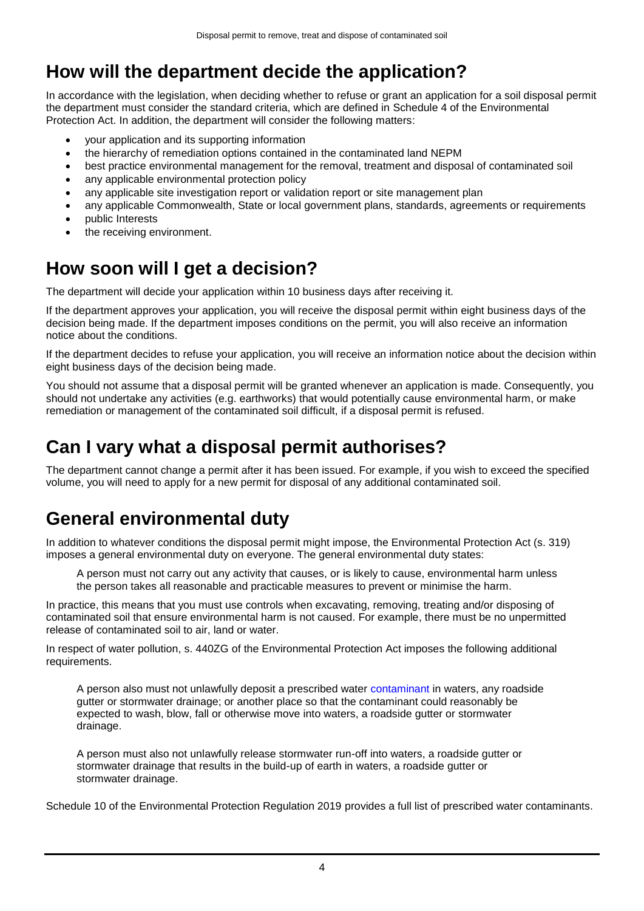## How will the department decide the application?

In accordance with the legislation, when deciding whether to refuse or grant an application for a soil disposal permit the department must consider the standard criteria, which are defined in Schedule 4 of the Environmental Protection Act. In addition, the department will consider the following matters:

- your application and its supporting information
- the hierarchy of remediation options contained in the contaminated land NEPM
- best practice environmental management for the removal, treatment and disposal of contaminated soil
- any applicable environmental protection policy
- any applicable site investigation report or validation report or site management plan
- any applicable Commonwealth, State or local government plans, standards, agreements or requirements
- public Interests
- the receiving environment.

## How soon will I get a decision?

The department will decide your application within 10 business days after receiving it.

If the department approves your application, you will receive the disposal permit within eight business days of the decision being made. If the department imposes conditions on the permit, you will also receive an information notice about the conditions.

If the department decides to refuse your application, you will receive an information notice about the decision within eight business days of the decision being made.

You should not assume that a disposal permit will be granted whenever an application is made. Consequently, you should not undertake any activities (e.g. earthworks) that would potentially cause environmental harm, or make remediation or management of the contaminated soil difficult, if a disposal permit is refused.

## Can I vary what a disposal permit authorises?

The department cannot change a permit after it has been issued. For example, if you wish to exceed the specified volume, you will need to apply for a new permit for disposal of any additional contaminated soil.

## General environmental duty

In addition to whatever conditions the disposal permit might impose, the Environmental Protection Act (s. 319) imposes a general environmental duty on everyone. The general environmental duty states:

> A person must not carry out any activity that causes, or is likely to cause, environmental harm unless the person takes all reasonable and practicable measures to prevent or minimise the harm.

In practice, this means that you must use controls when excavating, removing, treating and/or disposing of contaminated soil that ensure environmental harm is not caused. For example, there must be no unpermitted release of contaminated soil to air, land or water.

In respect of water pollution, s. 440ZG of the Environmental Protection Act imposes the following additional requirements.

> A person also must not unlawfully deposit a prescribed water contaminant in waters, any roadside gutter or stormwater drainage; or another place so that the contaminant could reasonably be expected to wash, blow, fall or otherwise move into waters, a roadside gutter or stormwater drainage.
>
> A person must also not unlawfully release stormwater run-off into waters, a roadside gutter or stormwater drainage that results in the build-up of earth in waters, a roadside gutter or stormwater drainage.

Schedule 10 of the Environmental Protection Regulation 2019 provides a full list of prescribed water contaminants.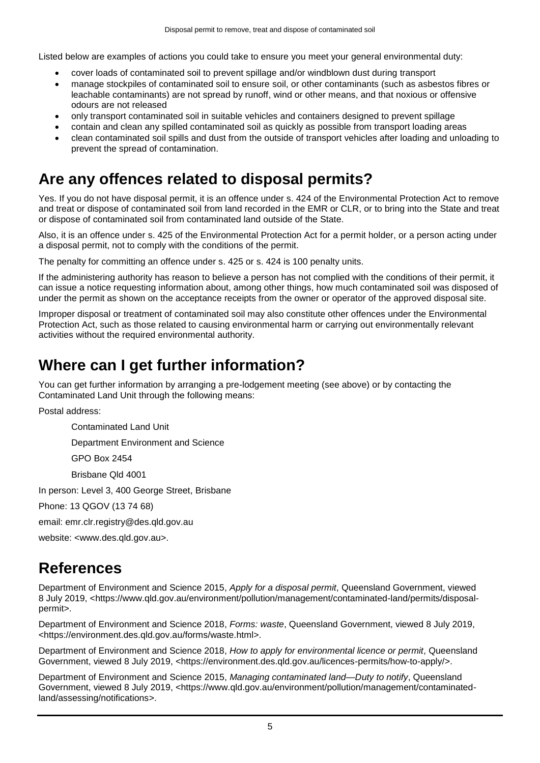Listed below are examples of actions you could take to ensure you meet your general environmental duty:

- cover loads of contaminated soil to prevent spillage and/or windblown dust during transport
- manage stockpiles of contaminated soil to ensure soil, or other contaminants (such as asbestos fibres or leachable contaminants) are not spread by runoff, wind or other means, and that noxious or offensive odours are not released
- only transport contaminated soil in suitable vehicles and containers designed to prevent spillage
- contain and clean any spilled contaminated soil as quickly as possible from transport loading areas
- clean contaminated soil spills and dust from the outside of transport vehicles after loading and unloading to prevent the spread of contamination.

# Are any offences related to disposal permits?

Yes. If you do not have disposal permit, it is an offence under s. 424 of the Environmental Protection Act to remove and treat or dispose of contaminated soil from land recorded in the EMR or CLR, or to bring into the State and treat or dispose of contaminated soil from contaminated land outside of the State.

Also, it is an offence under s. 425 of the Environmental Protection Act for a permit holder, or a person acting under a disposal permit, not to comply with the conditions of the permit.

The penalty for committing an offence under s. 425 or s. 424 is 100 penalty units.

If the administering authority has reason to believe a person has not complied with the conditions of their permit, it can issue a notice requesting information about, among other things, how much contaminated soil was disposed of under the permit as shown on the acceptance receipts from the owner or operator of the approved disposal site.

Improper disposal or treatment of contaminated soil may also constitute other offences under the Environmental Protection Act, such as those related to causing environmental harm or carrying out environmentally relevant activities without the required environmental authority.

# Where can I get further information?

You can get further information by arranging a pre-lodgement meeting (see above) or by contacting the Contaminated Land Unit through the following means:

Postal address:

Contaminated Land Unit

Department Environment and Science

GPO Box 2454

Brisbane Qld 4001

In person: Level 3, 400 George Street, Brisbane

Phone: 13 QGOV (13 74 68)

email: emr.clr.registry@des.qld.gov.au

website: <www.des.qld.gov.au>.

# References

Department of Environment and Science 2015, *Apply for a disposal permit*, Queensland Government, viewed 8 July 2019, <https://www.qld.gov.au/environment/pollution/management/contaminated-land/permits/disposal-permit>.

Department of Environment and Science 2018, *Forms: waste*, Queensland Government, viewed 8 July 2019, <https://environment.des.qld.gov.au/forms/waste.html>.

Department of Environment and Science 2018, *How to apply for environmental licence or permit*, Queensland Government, viewed 8 July 2019, <https://environment.des.qld.gov.au/licences-permits/how-to-apply/>.

Department of Environment and Science 2015, *Managing contaminated land—Duty to notify*, Queensland Government, viewed 8 July 2019, <https://www.qld.gov.au/environment/pollution/management/contaminated-land/assessing/notifications>.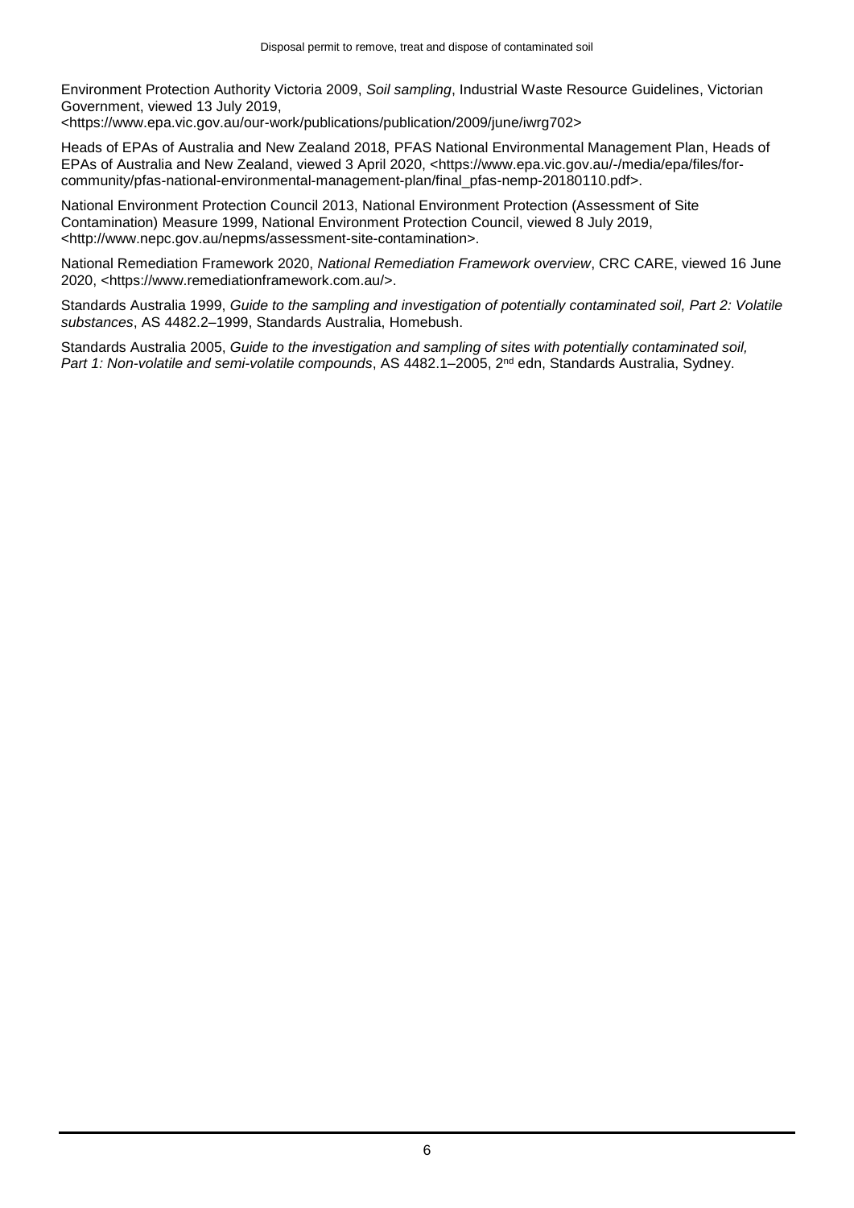Environment Protection Authority Victoria 2009, *Soil sampling*, Industrial Waste Resource Guidelines, Victorian Government, viewed 13 July 2019, <https://www.epa.vic.gov.au/our-work/publications/publication/2009/june/iwrg702>

Heads of EPAs of Australia and New Zealand 2018, PFAS National Environmental Management Plan, Heads of EPAs of Australia and New Zealand, viewed 3 April 2020, <https://www.epa.vic.gov.au/-/media/epa/files/for-community/pfas-national-environmental-management-plan/final_pfas-nemp-20180110.pdf>.

National Environment Protection Council 2013, National Environment Protection (Assessment of Site Contamination) Measure 1999, National Environment Protection Council, viewed 8 July 2019, <http://www.nepc.gov.au/nepms/assessment-site-contamination>.

National Remediation Framework 2020, *National Remediation Framework overview*, CRC CARE, viewed 16 June 2020, <https://www.remediationframework.com.au/>.

Standards Australia 1999, *Guide to the sampling and investigation of potentially contaminated soil, Part 2: Volatile substances*, AS 4482.2–1999, Standards Australia, Homebush.

Standards Australia 2005, *Guide to the investigation and sampling of sites with potentially contaminated soil, Part 1: Non-volatile and semi-volatile compounds*, AS 4482.1–2005, 2nd edn, Standards Australia, Sydney.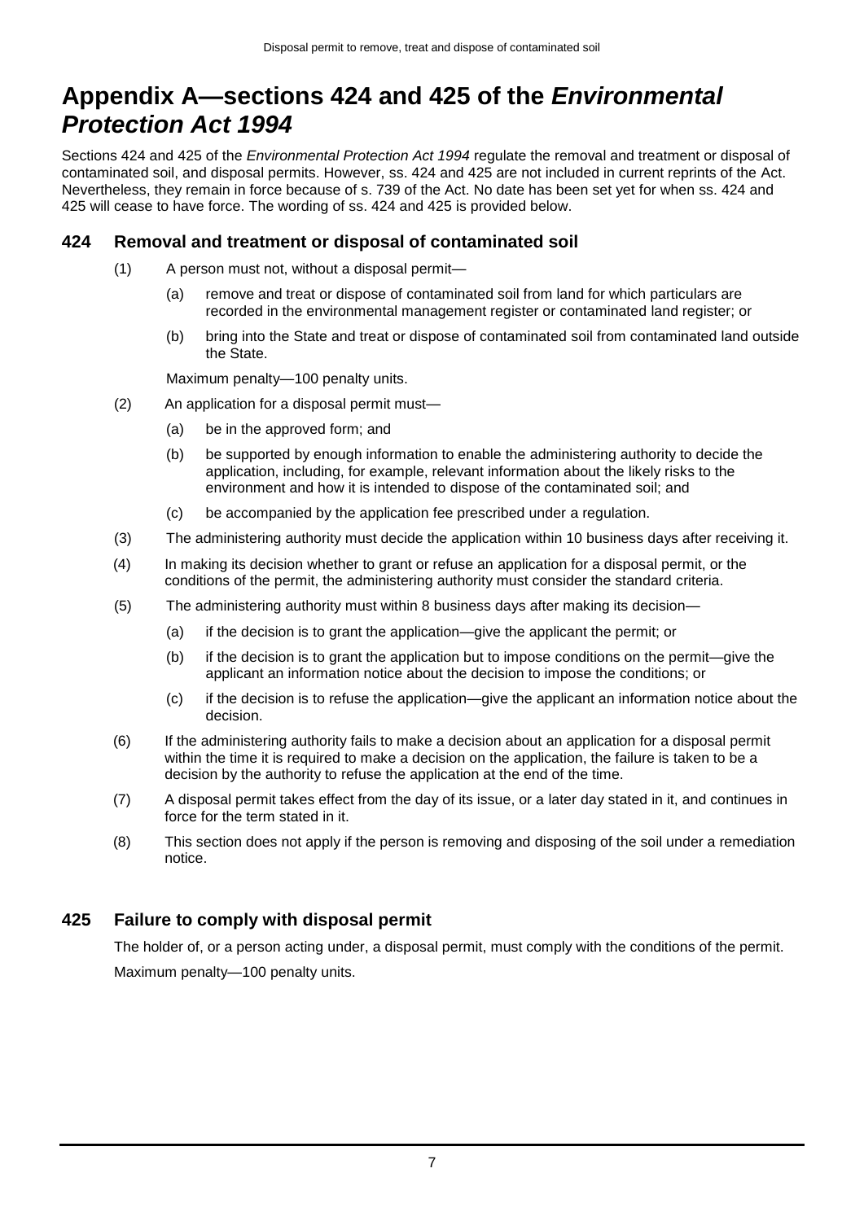# Appendix A—sections 424 and 425 of the *Environmental Protection Act 1994*

Sections 424 and 425 of the *Environmental Protection Act 1994* regulate the removal and treatment or disposal of contaminated soil, and disposal permits. However, ss. 424 and 425 are not included in current reprints of the Act. Nevertheless, they remain in force because of s. 739 of the Act. No date has been set yet for when ss. 424 and 425 will cease to have force. The wording of ss. 424 and 425 is provided below.

## 424 Removal and treatment or disposal of contaminated soil

(1) A person must not, without a disposal permit—

- (a) remove and treat or dispose of contaminated soil from land for which particulars are recorded in the environmental management register or contaminated land register; or
- (b) bring into the State and treat or dispose of contaminated soil from contaminated land outside the State.

Maximum penalty—100 penalty units.

(2) An application for a disposal permit must—

- (a) be in the approved form; and
- (b) be supported by enough information to enable the administering authority to decide the application, including, for example, relevant information about the likely risks to the environment and how it is intended to dispose of the contaminated soil; and
- (c) be accompanied by the application fee prescribed under a regulation.

(3) The administering authority must decide the application within 10 business days after receiving it.

(4) In making its decision whether to grant or refuse an application for a disposal permit, or the conditions of the permit, the administering authority must consider the standard criteria.

(5) The administering authority must within 8 business days after making its decision—

- (a) if the decision is to grant the application—give the applicant the permit; or
- (b) if the decision is to grant the application but to impose conditions on the permit—give the applicant an information notice about the decision to impose the conditions; or
- (c) if the decision is to refuse the application—give the applicant an information notice about the decision.

(6) If the administering authority fails to make a decision about an application for a disposal permit within the time it is required to make a decision on the application, the failure is taken to be a decision by the authority to refuse the application at the end of the time.

(7) A disposal permit takes effect from the day of its issue, or a later day stated in it, and continues in force for the term stated in it.

(8) This section does not apply if the person is removing and disposing of the soil under a remediation notice.

## 425 Failure to comply with disposal permit

The holder of, or a person acting under, a disposal permit, must comply with the conditions of the permit.

Maximum penalty—100 penalty units.